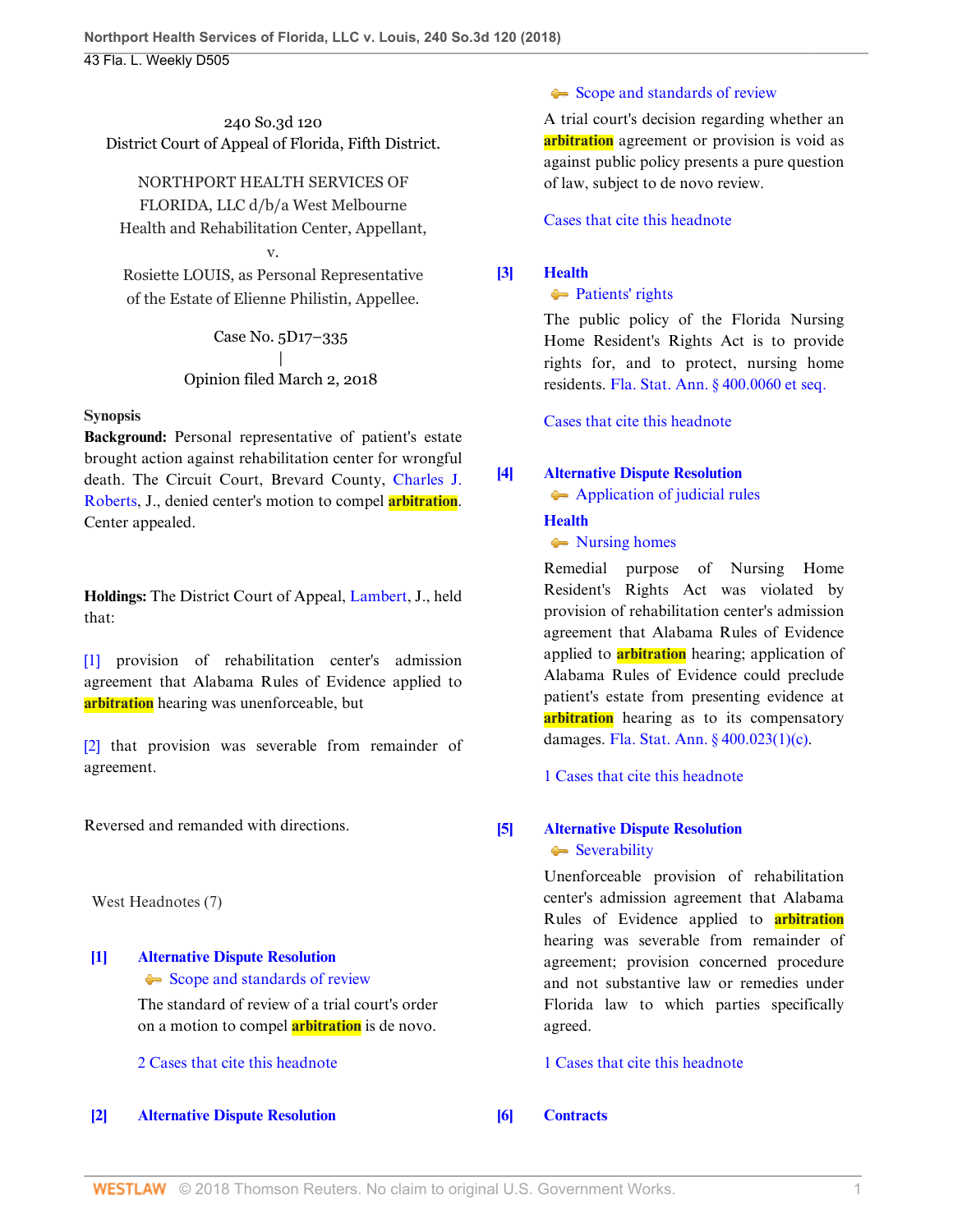240 So.3d 120
District Court of Appeal of Florida, Fifth District.

NORTHPORT HEALTH SERVICES OF FLORIDA, LLC d/b/a West Melbourne Health and Rehabilitation Center, Appellant,
v.
Rosiette LOUIS, as Personal Representative of the Estate of Elienne Philistin, Appellee.

Case No. 5D17–335
|
Opinion filed March 2, 2018

**Synopsis**
**Background:** Personal representative of patient's estate brought action against rehabilitation center for wrongful death. The Circuit Court, Brevard County, Charles J. Roberts, J., denied center's motion to compel arbitration. Center appealed.

**Holdings:** The District Court of Appeal, Lambert, J., held that:

[1] provision of rehabilitation center's admission agreement that Alabama Rules of Evidence applied to arbitration hearing was unenforceable, but

[2] that provision was severable from remainder of agreement.

Reversed and remanded with directions.

West Headnotes (7)

**[1] Alternative Dispute Resolution**
Scope and standards of review

The standard of review of a trial court's order on a motion to compel arbitration is de novo.

2 Cases that cite this headnote

**[2] Alternative Dispute Resolution**
Scope and standards of review

A trial court's decision regarding whether an arbitration agreement or provision is void as against public policy presents a pure question of law, subject to de novo review.

Cases that cite this headnote

**[3] Health**
Patients' rights

The public policy of the Florida Nursing Home Resident's Rights Act is to provide rights for, and to protect, nursing home residents. Fla. Stat. Ann. § 400.0060 et seq.

Cases that cite this headnote

**[4] Alternative Dispute Resolution**
Application of judicial rules
**Health**
Nursing homes

Remedial purpose of Nursing Home Resident's Rights Act was violated by provision of rehabilitation center's admission agreement that Alabama Rules of Evidence applied to arbitration hearing; application of Alabama Rules of Evidence could preclude patient's estate from presenting evidence at arbitration hearing as to its compensatory damages. Fla. Stat. Ann. § 400.023(1)(c).

1 Cases that cite this headnote

**[5] Alternative Dispute Resolution**
Severability

Unenforceable provision of rehabilitation center's admission agreement that Alabama Rules of Evidence applied to arbitration hearing was severable from remainder of agreement; provision concerned procedure and not substantive law or remedies under Florida law to which parties specifically agreed.

1 Cases that cite this headnote

**[6] Contracts**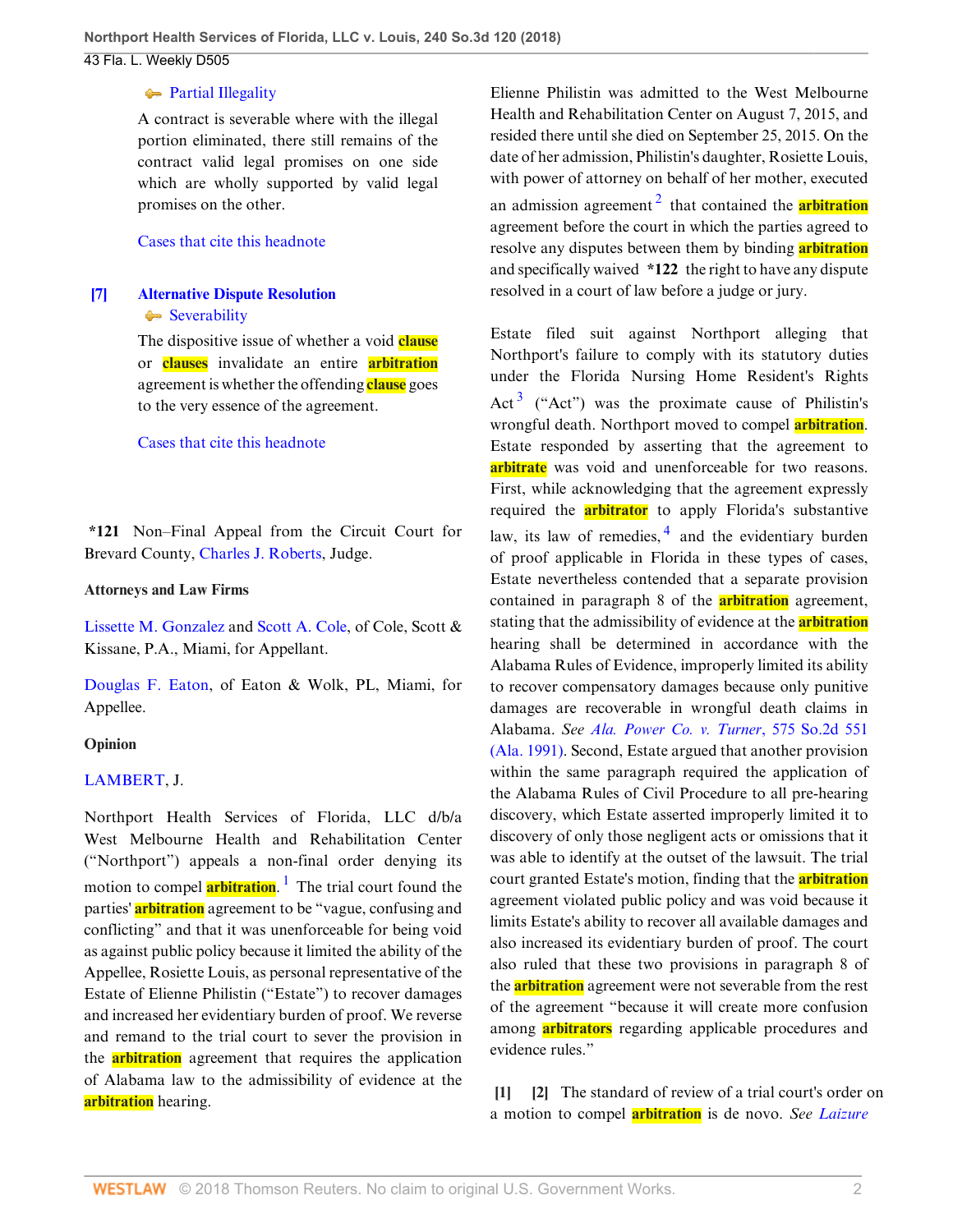Partial Illegality

A contract is severable where with the illegal portion eliminated, there still remains of the contract valid legal promises on one side which are wholly supported by valid legal promises on the other.

Cases that cite this headnote

**[7]** **Alternative Dispute Resolution**
Severability

The dispositive issue of whether a void clause or clauses invalidate an entire arbitration agreement is whether the offending clause goes to the very essence of the agreement.

Cases that cite this headnote

**\*121** Non–Final Appeal from the Circuit Court for Brevard County, Charles J. Roberts, Judge.

**Attorneys and Law Firms**

Lissette M. Gonzalez and Scott A. Cole, of Cole, Scott & Kissane, P.A., Miami, for Appellant.

Douglas F. Eaton, of Eaton & Wolk, PL, Miami, for Appellee.

**Opinion**

LAMBERT, J.

Northport Health Services of Florida, LLC d/b/a West Melbourne Health and Rehabilitation Center ("Northport") appeals a non-final order denying its motion to compel arbitration.[1] The trial court found the parties' arbitration agreement to be "vague, confusing and conflicting" and that it was unenforceable for being void as against public policy because it limited the ability of the Appellee, Rosiette Louis, as personal representative of the Estate of Elienne Philistin ("Estate") to recover damages and increased her evidentiary burden of proof. We reverse and remand to the trial court to sever the provision in the arbitration agreement that requires the application of Alabama law to the admissibility of evidence at the arbitration hearing.

Elienne Philistin was admitted to the West Melbourne Health and Rehabilitation Center on August 7, 2015, and resided there until she died on September 25, 2015. On the date of her admission, Philistin's daughter, Rosiette Louis, with power of attorney on behalf of her mother, executed an admission agreement[2] that contained the arbitration agreement before the court in which the parties agreed to resolve any disputes between them by binding arbitration and specifically waived **\*122** the right to have any dispute resolved in a court of law before a judge or jury.

Estate filed suit against Northport alleging that Northport's failure to comply with its statutory duties under the Florida Nursing Home Resident's Rights Act[3] ("Act") was the proximate cause of Philistin's wrongful death. Northport moved to compel arbitration. Estate responded by asserting that the agreement to arbitrate was void and unenforceable for two reasons. First, while acknowledging that the agreement expressly required the arbitrator to apply Florida's substantive law, its law of remedies,[4] and the evidentiary burden of proof applicable in Florida in these types of cases, Estate nevertheless contended that a separate provision contained in paragraph 8 of the arbitration agreement, stating that the admissibility of evidence at the arbitration hearing shall be determined in accordance with the Alabama Rules of Evidence, improperly limited its ability to recover compensatory damages because only punitive damages are recoverable in wrongful death claims in Alabama. *See Ala. Power Co. v. Turner*, 575 So.2d 551 (Ala. 1991). Second, Estate argued that another provision within the same paragraph required the application of the Alabama Rules of Civil Procedure to all pre-hearing discovery, which Estate asserted improperly limited it to discovery of only those negligent acts or omissions that it was able to identify at the outset of the lawsuit. The trial court granted Estate's motion, finding that the arbitration agreement violated public policy and was void because it limits Estate's ability to recover all available damages and also increased its evidentiary burden of proof. The court also ruled that these two provisions in paragraph 8 of the arbitration agreement were not severable from the rest of the agreement "because it will create more confusion among arbitrators regarding applicable procedures and evidence rules."

**[1]** **[2]** The standard of review of a trial court's order on a motion to compel arbitration is de novo. *See Laizure*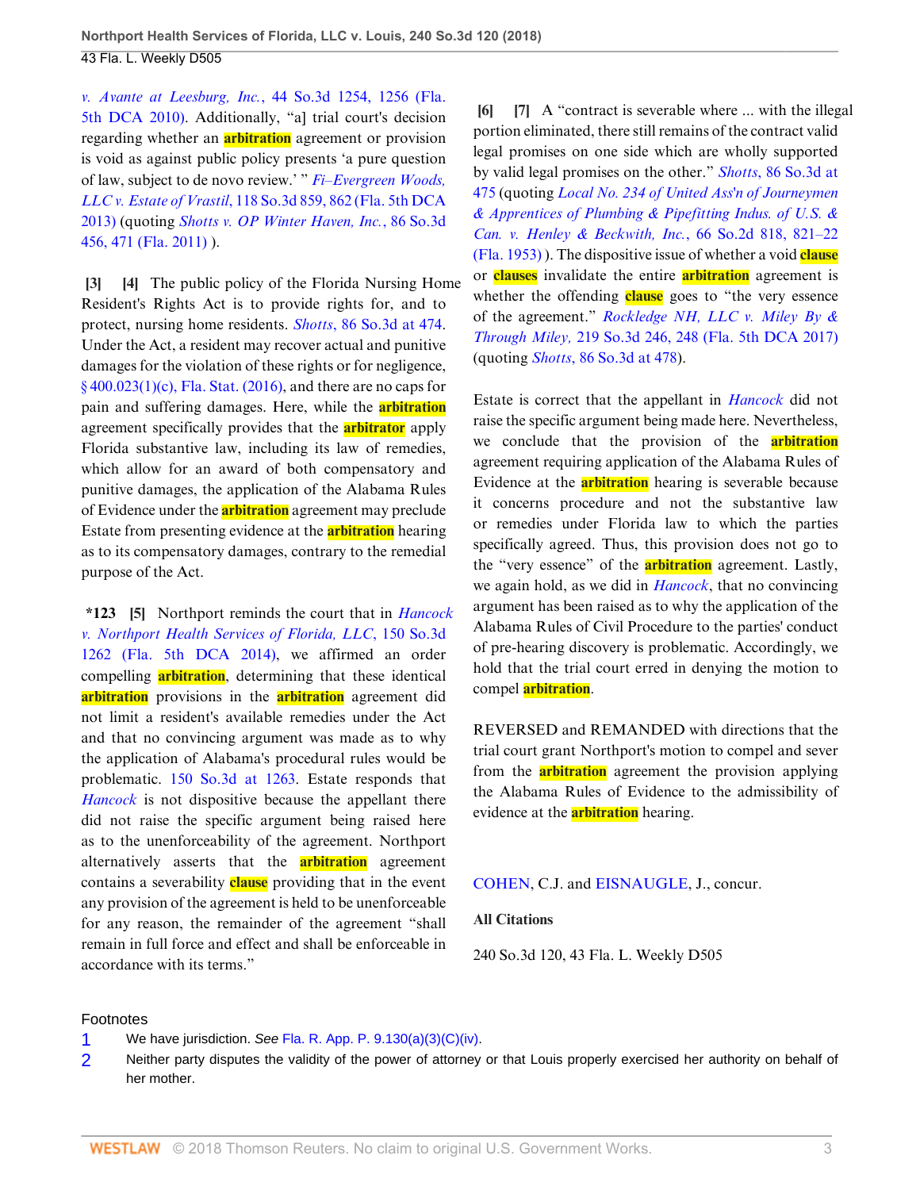*v. Avante at Leesburg, Inc.*, 44 So.3d 1254, 1256 (Fla. 5th DCA 2010). Additionally, "a] trial court's decision regarding whether an arbitration agreement or provision is void as against public policy presents 'a pure question of law, subject to de novo review.' " *Fi–Evergreen Woods, LLC v. Estate of Vrastil*, 118 So.3d 859, 862 (Fla. 5th DCA 2013) (quoting *Shotts v. OP Winter Haven, Inc.*, 86 So.3d 456, 471 (Fla. 2011) ).

**[3] [4]** The public policy of the Florida Nursing Home Resident's Rights Act is to provide rights for, and to protect, nursing home residents. *Shotts*, 86 So.3d at 474. Under the Act, a resident may recover actual and punitive damages for the violation of these rights or for negligence, § 400.023(1)(c), Fla. Stat. (2016), and there are no caps for pain and suffering damages. Here, while the arbitration agreement specifically provides that the arbitrator apply Florida substantive law, including its law of remedies, which allow for an award of both compensatory and punitive damages, the application of the Alabama Rules of Evidence under the arbitration agreement may preclude Estate from presenting evidence at the arbitration hearing as to its compensatory damages, contrary to the remedial purpose of the Act.

**\*123 [5]** Northport reminds the court that in *Hancock v. Northport Health Services of Florida, LLC*, 150 So.3d 1262 (Fla. 5th DCA 2014), we affirmed an order compelling arbitration, determining that these identical arbitration provisions in the arbitration agreement did not limit a resident's available remedies under the Act and that no convincing argument was made as to why the application of Alabama's procedural rules would be problematic. 150 So.3d at 1263. Estate responds that *Hancock* is not dispositive because the appellant there did not raise the specific argument being raised here as to the unenforceability of the agreement. Northport alternatively asserts that the arbitration agreement contains a severability clause providing that in the event any provision of the agreement is held to be unenforceable for any reason, the remainder of the agreement "shall remain in full force and effect and shall be enforceable in accordance with its terms."

**[6] [7]** A "contract is severable where ... with the illegal portion eliminated, there still remains of the contract valid legal promises on one side which are wholly supported by valid legal promises on the other." *Shotts*, 86 So.3d at 475 (quoting *Local No. 234 of United Ass'n of Journeymen & Apprentices of Plumbing & Pipefitting Indus. of U.S. & Can. v. Henley & Beckwith, Inc.*, 66 So.2d 818, 821–22 (Fla. 1953) ). The dispositive issue of whether a void clause or clauses invalidate the entire arbitration agreement is whether the offending clause goes to "the very essence of the agreement." *Rockledge NH, LLC v. Miley By & Through Miley*, 219 So.3d 246, 248 (Fla. 5th DCA 2017) (quoting *Shotts*, 86 So.3d at 478).

Estate is correct that the appellant in *Hancock* did not raise the specific argument being made here. Nevertheless, we conclude that the provision of the arbitration agreement requiring application of the Alabama Rules of Evidence at the arbitration hearing is severable because it concerns procedure and not the substantive law or remedies under Florida law to which the parties specifically agreed. Thus, this provision does not go to the "very essence" of the arbitration agreement. Lastly, we again hold, as we did in *Hancock*, that no convincing argument has been raised as to why the application of the Alabama Rules of Civil Procedure to the parties' conduct of pre-hearing discovery is problematic. Accordingly, we hold that the trial court erred in denying the motion to compel arbitration.

REVERSED and REMANDED with directions that the trial court grant Northport's motion to compel and sever from the arbitration agreement the provision applying the Alabama Rules of Evidence to the admissibility of evidence at the arbitration hearing.

COHEN, C.J. and EISNAUGLE, J., concur.

**All Citations**

240 So.3d 120, 43 Fla. L. Weekly D505

## Footnotes

1. We have jurisdiction. *See* Fla. R. App. P. 9.130(a)(3)(C)(iv).
2. Neither party disputes the validity of the power of attorney or that Louis properly exercised her authority on behalf of her mother.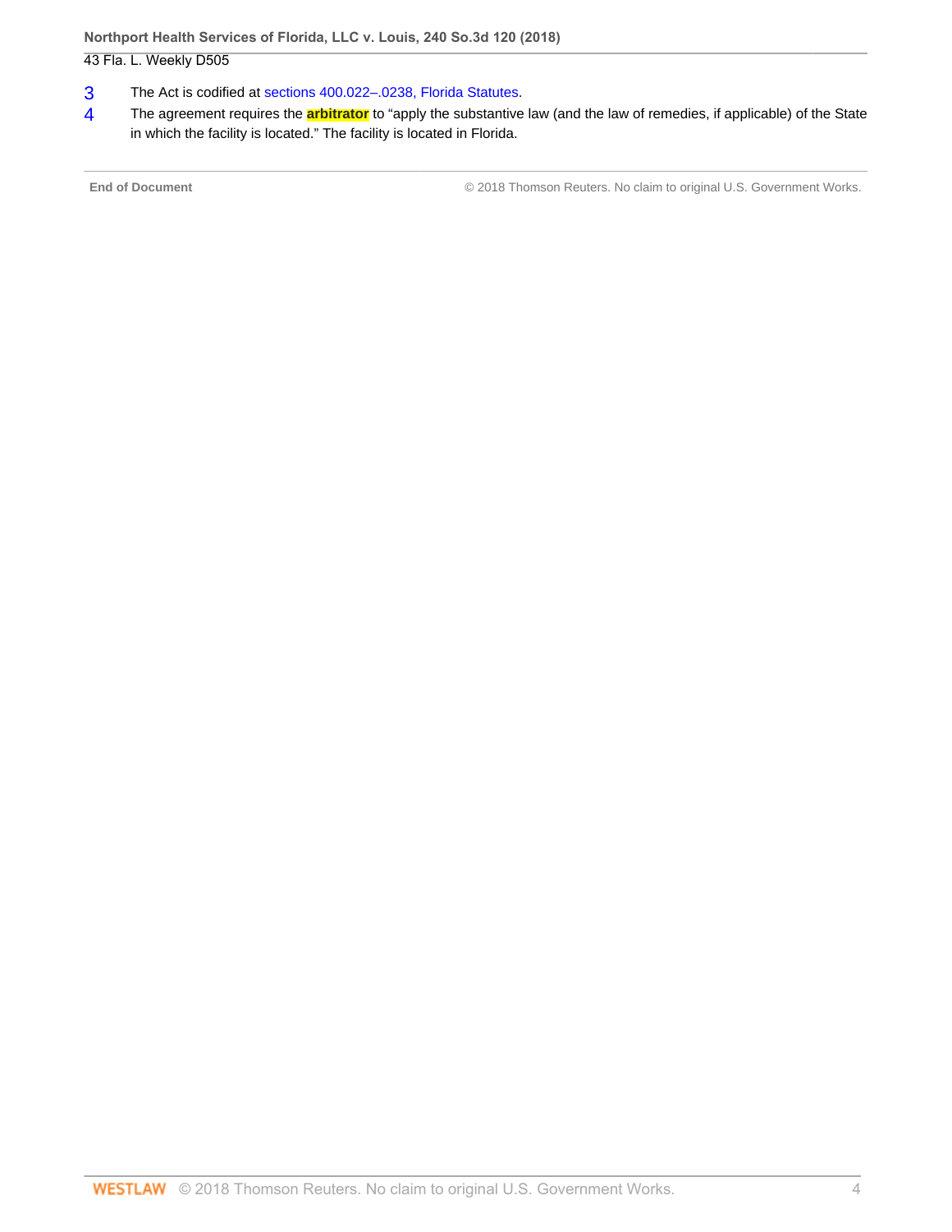3 The Act is codified at sections 400.022–.0238, Florida Statutes.

4 The agreement requires the **arbitrator** to "apply the substantive law (and the law of remedies, if applicable) of the State in which the facility is located." The facility is located in Florida.

**End of Document** © 2018 Thomson Reuters. No claim to original U.S. Government Works.